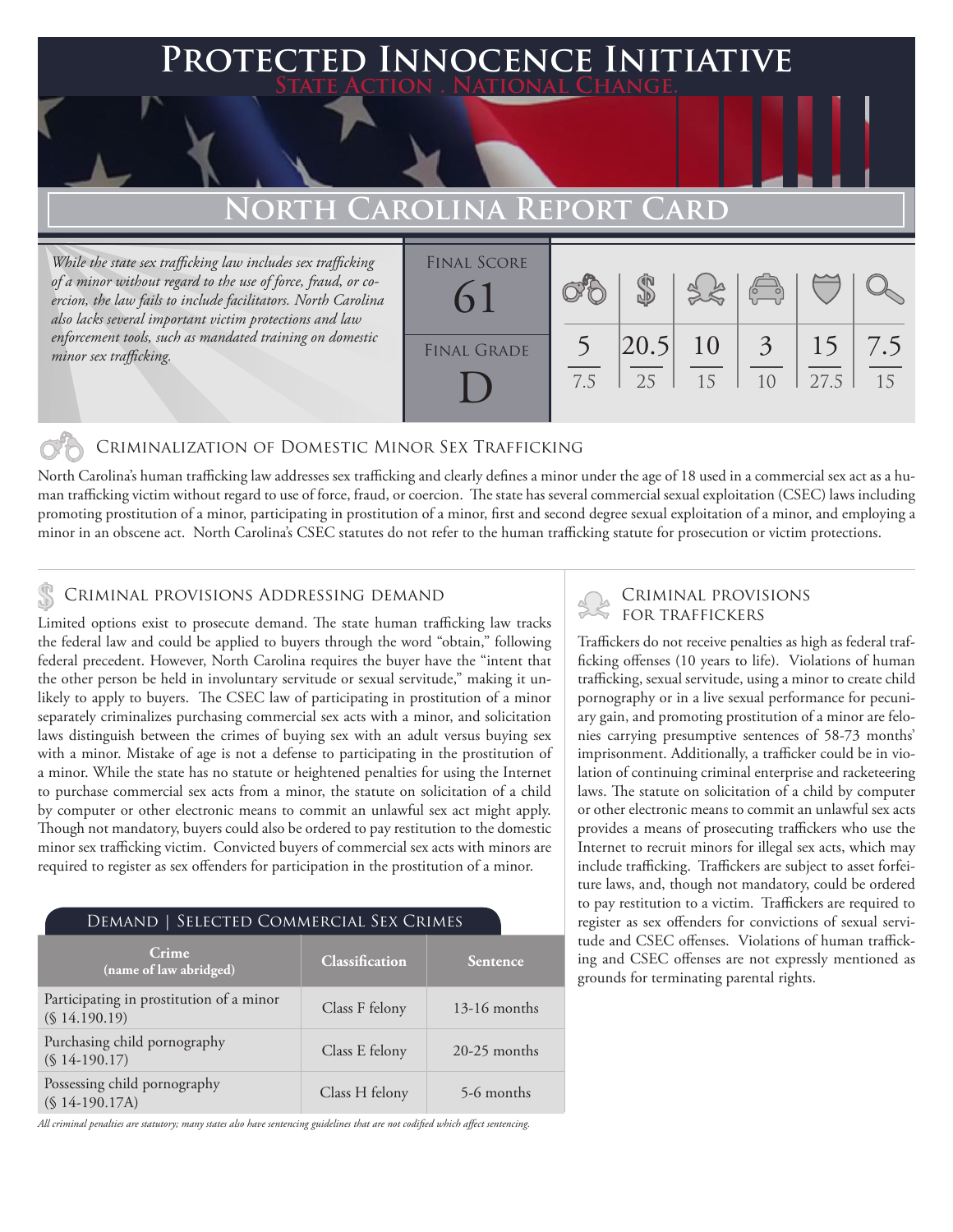# Protected Innocence Initiative

**State Action . National Change.**

## North Carolina Report Card

*While the state sex trafficking law includes sex trafficking of a minor without regard to the use of force, fraud, or coercion, the law fails to include facilitators. North Carolina also lacks several important victim protections and law enforcement tools, such as mandated training on domestic minor sex trafficking.*

| Final Score | Final Grade |
|---|---|
| 61 | D |

| Criminalization of Domestic Minor Sex Trafficking | Criminal Provisions Addressing Demand | Criminal Provisions for Traffickers | Criminal Provisions for Facilitators | Protective Provisions for the Child Victims | Criminal Justice Tools for Investigation and Prosecutions |
|---|---|---|---|---|---|
| 5 / 7.5 | 20.5 / 25 | 10 / 15 | 3 / 10 | 15 / 27.5 | 7.5 / 15 |

### Criminalization of Domestic Minor Sex Trafficking

North Carolina's human trafficking law addresses sex trafficking and clearly defines a minor under the age of 18 used in a commercial sex act as a human trafficking victim without regard to use of force, fraud, or coercion. The state has several commercial sexual exploitation (CSEC) laws including promoting prostitution of a minor, participating in prostitution of a minor, first and second degree sexual exploitation of a minor, and employing a minor in an obscene act. North Carolina's CSEC statutes do not refer to the human trafficking statute for prosecution or victim protections.

### Criminal provisions Addressing demand

Limited options exist to prosecute demand. The state human trafficking law tracks the federal law and could be applied to buyers through the word "obtain," following federal precedent. However, North Carolina requires the buyer have the "intent that the other person be held in involuntary servitude or sexual servitude," making it unlikely to apply to buyers. The CSEC law of participating in prostitution of a minor separately criminalizes purchasing commercial sex acts with a minor, and solicitation laws distinguish between the crimes of buying sex with an adult versus buying sex with a minor. Mistake of age is not a defense to participating in the prostitution of a minor. While the state has no statute or heightened penalties for using the Internet to purchase commercial sex acts from a minor, the statute on solicitation of a child by computer or other electronic means to commit an unlawful sex act might apply. Though not mandatory, buyers could also be ordered to pay restitution to the domestic minor sex trafficking victim. Convicted buyers of commercial sex acts with minors are required to register as sex offenders for participation in the prostitution of a minor.

#### Demand | Selected Commercial Sex Crimes

| Crime (name of law abridged) | Classification | Sentence |
|---|---|---|
| Participating in prostitution of a minor (§ 14.190.19) | Class F felony | 13-16 months |
| Purchasing child pornography (§ 14-190.17) | Class E felony | 20-25 months |
| Possessing child pornography (§ 14-190.17A) | Class H felony | 5-6 months |

*All criminal penalties are statutory; many states also have sentencing guidelines that are not codified which affect sentencing.*

### Criminal provisions for traffickers

Traffickers do not receive penalties as high as federal trafficking offenses (10 years to life). Violations of human trafficking, sexual servitude, using a minor to create child pornography or in a live sexual performance for pecuniary gain, and promoting prostitution of a minor are felonies carrying presumptive sentences of 58-73 months' imprisonment. Additionally, a trafficker could be in violation of continuing criminal enterprise and racketeering laws. The statute on solicitation of a child by computer or other electronic means to commit an unlawful sex acts provides a means of prosecuting traffickers who use the Internet to recruit minors for illegal sex acts, which may include trafficking. Traffickers are subject to asset forfeiture laws, and, though not mandatory, could be ordered to pay restitution to a victim. Traffickers are required to register as sex offenders for convictions of sexual servitude and CSEC offenses. Violations of human trafficking and CSEC offenses are not expressly mentioned as grounds for terminating parental rights.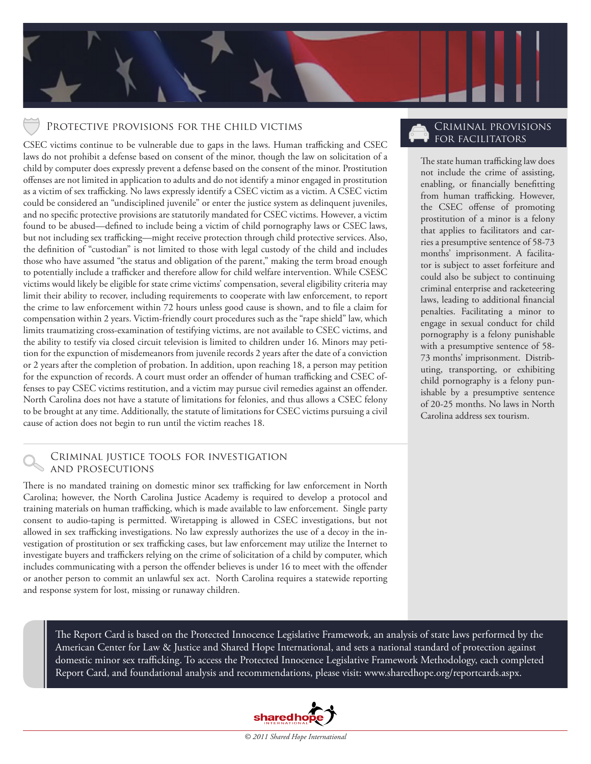## Protective provisions for the child victims

CSEC victims continue to be vulnerable due to gaps in the laws. Human trafficking and CSEC laws do not prohibit a defense based on consent of the minor, though the law on solicitation of a child by computer does expressly prevent a defense based on the consent of the minor. Prostitution offenses are not limited in application to adults and do not identify a minor engaged in prostitution as a victim of sex trafficking. No laws expressly identify a CSEC victim as a victim. A CSEC victim could be considered an "undisciplined juvenile" or enter the justice system as delinquent juveniles, and no specific protective provisions are statutorily mandated for CSEC victims. However, a victim found to be abused—defined to include being a victim of child pornography laws or CSEC laws, but not including sex trafficking—might receive protection through child protective services. Also, the definition of "custodian" is not limited to those with legal custody of the child and includes those who have assumed "the status and obligation of the parent," making the term broad enough to potentially include a trafficker and therefore allow for child welfare intervention. While CSESC victims would likely be eligible for state crime victims' compensation, several eligibility criteria may limit their ability to recover, including requirements to cooperate with law enforcement, to report the crime to law enforcement within 72 hours unless good cause is shown, and to file a claim for compensation within 2 years. Victim-friendly court procedures such as the "rape shield" law, which limits traumatizing cross-examination of testifying victims, are not available to CSEC victims, and the ability to testify via closed circuit television is limited to children under 16. Minors may petition for the expunction of misdemeanors from juvenile records 2 years after the date of a conviction or 2 years after the completion of probation. In addition, upon reaching 18, a person may petition for the expunction of records. A court must order an offender of human trafficking and CSEC offenses to pay CSEC victims restitution, and a victim may pursue civil remedies against an offender. North Carolina does not have a statute of limitations for felonies, and thus allows a CSEC felony to be brought at any time. Additionally, the statute of limitations for CSEC victims pursuing a civil cause of action does not begin to run until the victim reaches 18.

## Criminal justice tools for investigation and prosecutions

There is no mandated training on domestic minor sex trafficking for law enforcement in North Carolina; however, the North Carolina Justice Academy is required to develop a protocol and training materials on human trafficking, which is made available to law enforcement. Single party consent to audio-taping is permitted. Wiretapping is allowed in CSEC investigations, but not allowed in sex trafficking investigations. No law expressly authorizes the use of a decoy in the investigation of prostitution or sex trafficking cases, but law enforcement may utilize the Internet to investigate buyers and traffickers relying on the crime of solicitation of a child by computer, which includes communicating with a person the offender believes is under 16 to meet with the offender or another person to commit an unlawful sex act. North Carolina requires a statewide reporting and response system for lost, missing or runaway children.

## Criminal provisions for facilitators

The state human trafficking law does not include the crime of assisting, enabling, or financially benefitting from human trafficking. However, the CSEC offense of promoting prostitution of a minor is a felony that applies to facilitators and carries a presumptive sentence of 58-73 months' imprisonment. A facilitator is subject to asset forfeiture and could also be subject to continuing criminal enterprise and racketeering laws, leading to additional financial penalties. Facilitating a minor to engage in sexual conduct for child pornography is a felony punishable with a presumptive sentence of 58-73 months' imprisonment. Distributing, transporting, or exhibiting child pornography is a felony punishable by a presumptive sentence of 20-25 months. No laws in North Carolina address sex tourism.

The Report Card is based on the Protected Innocence Legislative Framework, an analysis of state laws performed by the American Center for Law & Justice and Shared Hope International, and sets a national standard of protection against domestic minor sex trafficking. To access the Protected Innocence Legislative Framework Methodology, each completed Report Card, and foundational analysis and recommendations, please visit: www.sharedhope.org/reportcards.aspx.

sharedhope INTERNATIONAL

*© 2011 Shared Hope International*